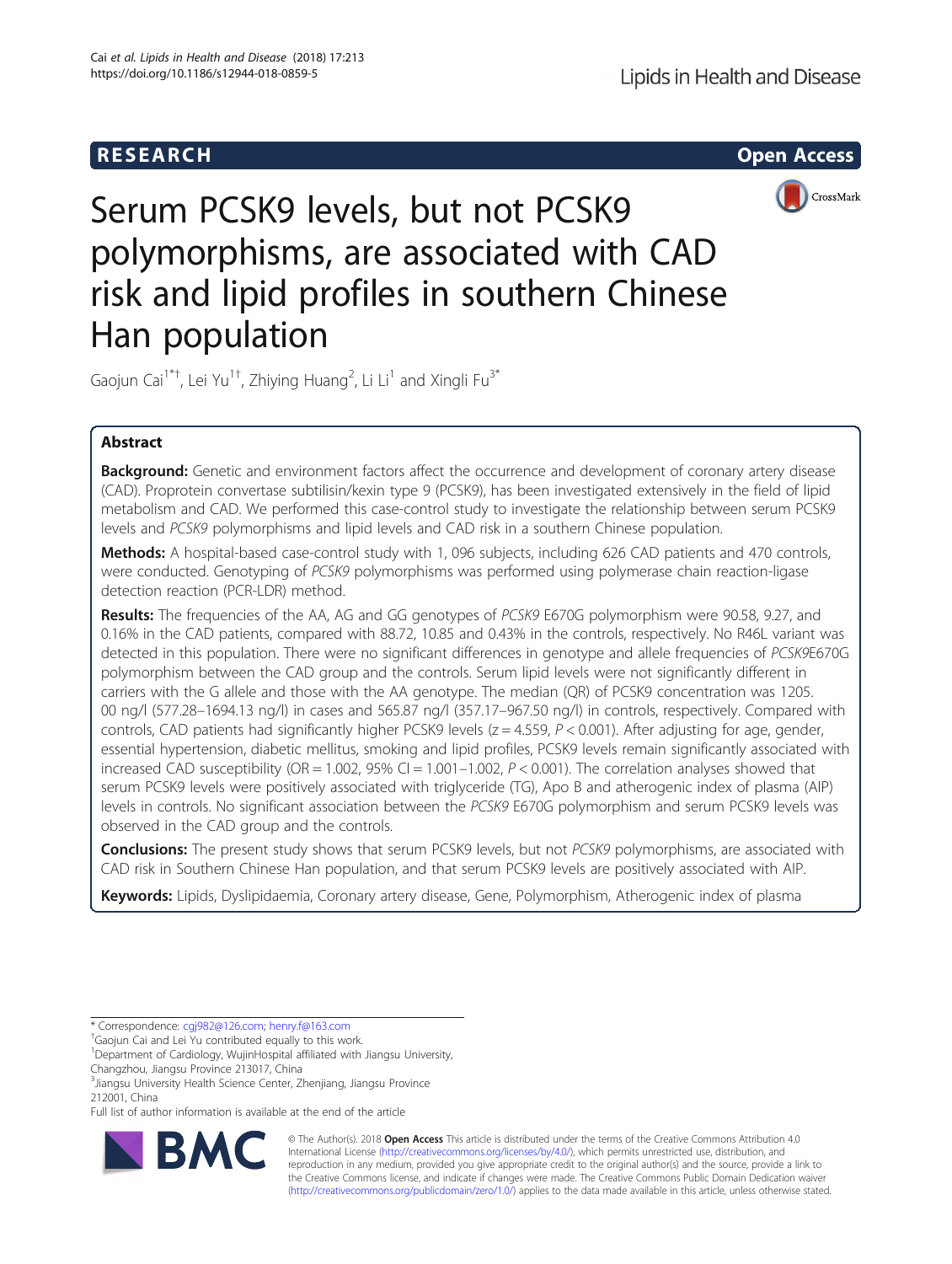RESEARCH

Open Access

# Serum PCSK9 levels, but not PCSK9 polymorphisms, are associated with CAD risk and lipid profiles in southern Chinese Han population

Gaojun Cai[1*†], Lei Yu[1†], Zhiying Huang[2], Li Li[1] and Xingli Fu[3*]

## Abstract

**Background:** Genetic and environment factors affect the occurrence and development of coronary artery disease (CAD). Proprotein convertase subtilisin/kexin type 9 (PCSK9), has been investigated extensively in the field of lipid metabolism and CAD. We performed this case-control study to investigate the relationship between serum PCSK9 levels and *PCSK9* polymorphisms and lipid levels and CAD risk in a southern Chinese population.

**Methods:** A hospital-based case-control study with 1, 096 subjects, including 626 CAD patients and 470 controls, were conducted. Genotyping of *PCSK9* polymorphisms was performed using polymerase chain reaction-ligase detection reaction (PCR-LDR) method.

**Results:** The frequencies of the AA, AG and GG genotypes of *PCSK9* E670G polymorphism were 90.58, 9.27, and 0.16% in the CAD patients, compared with 88.72, 10.85 and 0.43% in the controls, respectively. No R46L variant was detected in this population. There were no significant differences in genotype and allele frequencies of *PCSK9*E670G polymorphism between the CAD group and the controls. Serum lipid levels were not significantly different in carriers with the G allele and those with the AA genotype. The median (QR) of PCSK9 concentration was 1205.00 ng/l (577.28–1694.13 ng/l) in cases and 565.87 ng/l (357.17–967.50 ng/l) in controls, respectively. Compared with controls, CAD patients had significantly higher PCSK9 levels ($z = 4.559$, $P < 0.001$). After adjusting for age, gender, essential hypertension, diabetic mellitus, smoking and lipid profiles, PCSK9 levels remain significantly associated with increased CAD susceptibility (OR = 1.002, 95% CI = 1.001–1.002, $P < 0.001$). The correlation analyses showed that serum PCSK9 levels were positively associated with triglyceride (TG), Apo B and atherogenic index of plasma (AIP) levels in controls. No significant association between the *PCSK9* E670G polymorphism and serum PCSK9 levels was observed in the CAD group and the controls.

**Conclusions:** The present study shows that serum PCSK9 levels, but not *PCSK9* polymorphisms, are associated with CAD risk in Southern Chinese Han population, and that serum PCSK9 levels are positively associated with AIP.

**Keywords:** Lipids, Dyslipidaemia, Coronary artery disease, Gene, Polymorphism, Atherogenic index of plasma

---

\* Correspondence: cgj982@126.com; henry.f@163.com

† Gaojun Cai and Lei Yu contributed equally to this work.

[1] Department of Cardiology, WujinHospital affiliated with Jiangsu University, Changzhou, Jiangsu Province 213017, China

[3] Jiangsu University Health Science Center, Zhenjiang, Jiangsu Province 212001, China

Full list of author information is available at the end of the article

© The Author(s). 2018 **Open Access** This article is distributed under the terms of the Creative Commons Attribution 4.0 International License (http://creativecommons.org/licenses/by/4.0/), which permits unrestricted use, distribution, and reproduction in any medium, provided you give appropriate credit to the original author(s) and the source, provide a link to the Creative Commons license, and indicate if changes were made. The Creative Commons Public Domain Dedication waiver (http://creativecommons.org/publicdomain/zero/1.0/) applies to the data made available in this article, unless otherwise stated.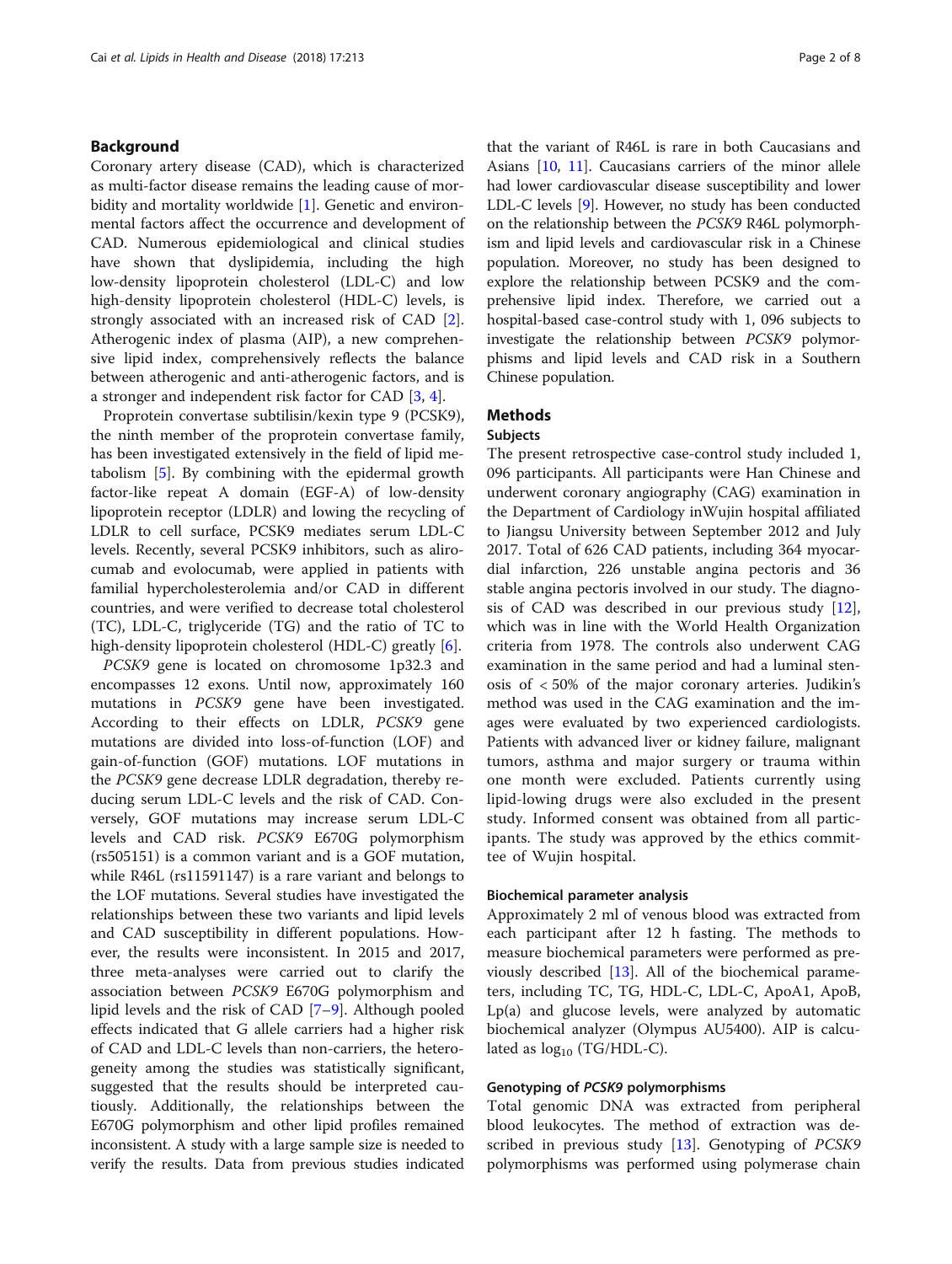## Background

Coronary artery disease (CAD), which is characterized as multi-factor disease remains the leading cause of morbidity and mortality worldwide [1]. Genetic and environmental factors affect the occurrence and development of CAD. Numerous epidemiological and clinical studies have shown that dyslipidemia, including the high low-density lipoprotein cholesterol (LDL-C) and low high-density lipoprotein cholesterol (HDL-C) levels, is strongly associated with an increased risk of CAD [2]. Atherogenic index of plasma (AIP), a new comprehensive lipid index, comprehensively reflects the balance between atherogenic and anti-atherogenic factors, and is a stronger and independent risk factor for CAD [3, 4].

Proprotein convertase subtilisin/kexin type 9 (PCSK9), the ninth member of the proprotein convertase family, has been investigated extensively in the field of lipid metabolism [5]. By combining with the epidermal growth factor-like repeat A domain (EGF-A) of low-density lipoprotein receptor (LDLR) and lowing the recycling of LDLR to cell surface, PCSK9 mediates serum LDL-C levels. Recently, several PCSK9 inhibitors, such as alirocumab and evolocumab, were applied in patients with familial hypercholesterolemia and/or CAD in different countries, and were verified to decrease total cholesterol (TC), LDL-C, triglyceride (TG) and the ratio of TC to high-density lipoprotein cholesterol (HDL-C) greatly [6].

*PCSK9* gene is located on chromosome 1p32.3 and encompasses 12 exons. Until now, approximately 160 mutations in *PCSK9* gene have been investigated. According to their effects on LDLR, *PCSK9* gene mutations are divided into loss-of-function (LOF) and gain-of-function (GOF) mutations. LOF mutations in the *PCSK9* gene decrease LDLR degradation, thereby reducing serum LDL-C levels and the risk of CAD. Conversely, GOF mutations may increase serum LDL-C levels and CAD risk. *PCSK9* E670G polymorphism (rs505151) is a common variant and is a GOF mutation, while R46L (rs11591147) is a rare variant and belongs to the LOF mutations. Several studies have investigated the relationships between these two variants and lipid levels and CAD susceptibility in different populations. However, the results were inconsistent. In 2015 and 2017, three meta-analyses were carried out to clarify the association between *PCSK9* E670G polymorphism and lipid levels and the risk of CAD [7–9]. Although pooled effects indicated that G allele carriers had a higher risk of CAD and LDL-C levels than non-carriers, the heterogeneity among the studies was statistically significant, suggested that the results should be interpreted cautiously. Additionally, the relationships between the E670G polymorphism and other lipid profiles remained inconsistent. A study with a large sample size is needed to verify the results. Data from previous studies indicated that the variant of R46L is rare in both Caucasians and Asians [10, 11]. Caucasians carriers of the minor allele had lower cardiovascular disease susceptibility and lower LDL-C levels [9]. However, no study has been conducted on the relationship between the *PCSK9* R46L polymorphism and lipid levels and cardiovascular risk in a Chinese population. Moreover, no study has been designed to explore the relationship between PCSK9 and the comprehensive lipid index. Therefore, we carried out a hospital-based case-control study with 1, 096 subjects to investigate the relationship between *PCSK9* polymorphisms and lipid levels and CAD risk in a Southern Chinese population.

## Methods

### Subjects

The present retrospective case-control study included 1, 096 participants. All participants were Han Chinese and underwent coronary angiography (CAG) examination in the Department of Cardiology inWujin hospital affiliated to Jiangsu University between September 2012 and July 2017. Total of 626 CAD patients, including 364 myocardial infarction, 226 unstable angina pectoris and 36 stable angina pectoris involved in our study. The diagnosis of CAD was described in our previous study [12], which was in line with the World Health Organization criteria from 1978. The controls also underwent CAG examination in the same period and had a luminal stenosis of < 50% of the major coronary arteries. Judikin's method was used in the CAG examination and the images were evaluated by two experienced cardiologists. Patients with advanced liver or kidney failure, malignant tumors, asthma and major surgery or trauma within one month were excluded. Patients currently using lipid-lowing drugs were also excluded in the present study. Informed consent was obtained from all participants. The study was approved by the ethics committee of Wujin hospital.

### Biochemical parameter analysis

Approximately 2 ml of venous blood was extracted from each participant after 12 h fasting. The methods to measure biochemical parameters were performed as previously described [13]. All of the biochemical parameters, including TC, TG, HDL-C, LDL-C, ApoA1, ApoB, Lp(a) and glucose levels, were analyzed by automatic biochemical analyzer (Olympus AU5400). AIP is calculated as $\log_{10}$ (TG/HDL-C).

### Genotyping of *PCSK9* polymorphisms

Total genomic DNA was extracted from peripheral blood leukocytes. The method of extraction was described in previous study [13]. Genotyping of *PCSK9* polymorphisms was performed using polymerase chain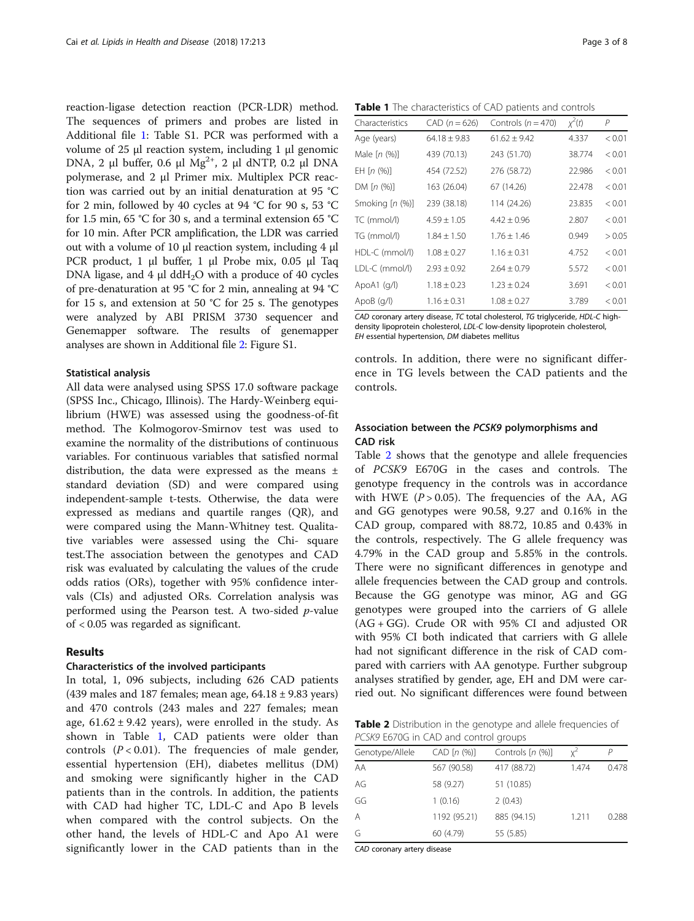reaction-ligase detection reaction (PCR-LDR) method. The sequences of primers and probes are listed in Additional file 1: Table S1. PCR was performed with a volume of 25 μl reaction system, including 1 μl genomic DNA, 2 μl buffer, 0.6 μl $Mg^{2+}$, 2 μl dNTP, 0.2 μl DNA polymerase, and 2 μl Primer mix. Multiplex PCR reaction was carried out by an initial denaturation at 95 °C for 2 min, followed by 40 cycles at 94 °C for 90 s, 53 °C for 1.5 min, 65 °C for 30 s, and a terminal extension 65 °C for 10 min. After PCR amplification, the LDR was carried out with a volume of 10 μl reaction system, including 4 μl PCR product, 1 μl buffer, 1 μl Probe mix, 0.05 μl Taq DNA ligase, and 4 μl $ddH_2O$ with a produce of 40 cycles of pre-denaturation at 95 °C for 2 min, annealing at 94 °C for 15 s, and extension at 50 °C for 25 s. The genotypes were analyzed by ABI PRISM 3730 sequencer and Genemapper software. The results of genemapper analyses are shown in Additional file 2: Figure S1.

### Statistical analysis

All data were analysed using SPSS 17.0 software package (SPSS Inc., Chicago, Illinois). The Hardy-Weinberg equilibrium (HWE) was assessed using the goodness-of-fit method. The Kolmogorov-Smirnov test was used to examine the normality of the distributions of continuous variables. For continuous variables that satisfied normal distribution, the data were expressed as the means ± standard deviation (SD) and were compared using independent-sample t-tests. Otherwise, the data were expressed as medians and quartile ranges (QR), and were compared using the Mann-Whitney test. Qualitative variables were assessed using the Chi- square test.The association between the genotypes and CAD risk was evaluated by calculating the values of the crude odds ratios (ORs), together with 95% confidence intervals (CIs) and adjusted ORs. Correlation analysis was performed using the Pearson test. A two-sided $p$-value of < 0.05 was regarded as significant.

## Results

### Characteristics of the involved participants

In total, 1, 096 subjects, including 626 CAD patients (439 males and 187 females; mean age, 64.18 ± 9.83 years) and 470 controls (243 males and 227 females; mean age, 61.62 ± 9.42 years), were enrolled in the study. As shown in Table 1, CAD patients were older than controls ($P < 0.01$). The frequencies of male gender, essential hypertension (EH), diabetes mellitus (DM) and smoking were significantly higher in the CAD patients than in the controls. In addition, the patients with CAD had higher TC, LDL-C and Apo B levels when compared with the control subjects. On the other hand, the levels of HDL-C and Apo A1 were significantly lower in the CAD patients than in the controls. In addition, there were no significant difference in TG levels between the CAD patients and the controls.

**Table 1** The characteristics of CAD patients and controls

| Characteristics | CAD ($n = 626$) | Controls ($n = 470$) | $\chi^2(t)$ | $P$ |
|---|---|---|---|---|
| Age (years) | 64.18 ± 9.83 | 61.62 ± 9.42 | 4.337 | < 0.01 |
| Male [n (%)] | 439 (70.13) | 243 (51.70) | 38.774 | < 0.01 |
| EH [n (%)] | 454 (72.52) | 276 (58.72) | 22.986 | < 0.01 |
| DM [n (%)] | 163 (26.04) | 67 (14.26) | 22.478 | < 0.01 |
| Smoking [n (%)] | 239 (38.18) | 114 (24.26) | 23.835 | < 0.01 |
| TC (mmol/l) | 4.59 ± 1.05 | 4.42 ± 0.96 | 2.807 | < 0.01 |
| TG (mmol/l) | 1.84 ± 1.50 | 1.76 ± 1.46 | 0.949 | > 0.05 |
| HDL-C (mmol/l) | 1.08 ± 0.27 | 1.16 ± 0.31 | 4.752 | < 0.01 |
| LDL-C (mmol/l) | 2.93 ± 0.92 | 2.64 ± 0.79 | 5.572 | < 0.01 |
| ApoA1 (g/l) | 1.18 ± 0.23 | 1.23 ± 0.24 | 3.691 | < 0.01 |
| ApoB (g/l) | 1.16 ± 0.31 | 1.08 ± 0.27 | 3.789 | < 0.01 |

*CAD* coronary artery disease, *TC* total cholesterol, *TG* triglyceride, *HDL-C* high-density lipoprotein cholesterol, *LDL-C* low-density lipoprotein cholesterol, *EH* essential hypertension, *DM* diabetes mellitus

### Association between the *PCSK9* polymorphisms and CAD risk

Table 2 shows that the genotype and allele frequencies of *PCSK9* E670G in the cases and controls. The genotype frequency in the controls was in accordance with HWE ($P > 0.05$). The frequencies of the AA, AG and GG genotypes were 90.58, 9.27 and 0.16% in the CAD group, compared with 88.72, 10.85 and 0.43% in the controls, respectively. The G allele frequency was 4.79% in the CAD group and 5.85% in the controls. There were no significant differences in genotype and allele frequencies between the CAD group and controls. Because the GG genotype was minor, AG and GG genotypes were grouped into the carriers of G allele (AG + GG). Crude OR with 95% CI and adjusted OR with 95% CI both indicated that carriers with G allele had not significant difference in the risk of CAD compared with carriers with AA genotype. Further subgroup analyses stratified by gender, age, EH and DM were carried out. No significant differences were found between

**Table 2** Distribution in the genotype and allele frequencies of *PCSK9* E670G in CAD and control groups

| Genotype/Allele | CAD [n (%)] | Controls [n (%)] | $\chi^2$ | $P$ |
|---|---|---|---|---|
| AA | 567 (90.58) | 417 (88.72) | 1.474 | 0.478 |
| AG | 58 (9.27) | 51 (10.85) | | |
| GG | 1 (0.16) | 2 (0.43) | | |
| A | 1192 (95.21) | 885 (94.15) | 1.211 | 0.288 |
| G | 60 (4.79) | 55 (5.85) | | |

*CAD* coronary artery disease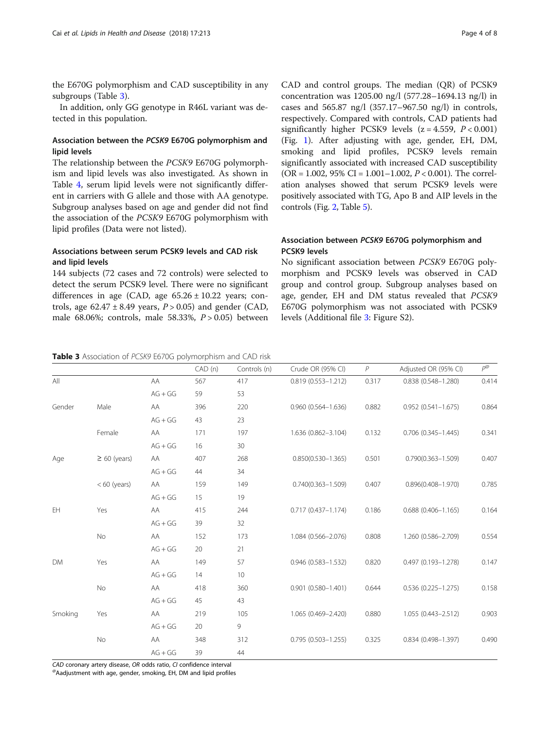the E670G polymorphism and CAD susceptibility in any subgroups (Table 3).

In addition, only GG genotype in R46L variant was detected in this population.

### Association between the *PCSK9* E670G polymorphism and lipid levels

The relationship between the *PCSK9* E670G polymorphism and lipid levels was also investigated. As shown in Table 4, serum lipid levels were not significantly different in carriers with G allele and those with AA genotype. Subgroup analyses based on age and gender did not find the association of the *PCSK9* E670G polymorphism with lipid profiles (Data were not listed).

### Associations between serum PCSK9 levels and CAD risk and lipid levels

144 subjects (72 cases and 72 controls) were selected to detect the serum PCSK9 level. There were no significant differences in age (CAD, age 65.26 ± 10.22 years; controls, age 62.47 ± 8.49 years, $P > 0.05$) and gender (CAD, male 68.06%; controls, male 58.33%, $P > 0.05$) between CAD and control groups. The median (QR) of PCSK9 concentration was 1205.00 ng/l (577.28–1694.13 ng/l) in cases and 565.87 ng/l (357.17–967.50 ng/l) in controls, respectively. Compared with controls, CAD patients had significantly higher PCSK9 levels ($z = 4.559$, $P < 0.001$) (Fig. 1). After adjusting with age, gender, EH, DM, smoking and lipid profiles, PCSK9 levels remain significantly associated with increased CAD susceptibility (OR = 1.002, 95% CI = 1.001–1.002, $P < 0.001$). The correlation analyses showed that serum PCSK9 levels were positively associated with TG, Apo B and AIP levels in the controls (Fig. 2, Table 5).

### Association between *PCSK9* E670G polymorphism and PCSK9 levels

No significant association between *PCSK9* E670G polymorphism and PCSK9 levels was observed in CAD group and control group. Subgroup analyses based on age, gender, EH and DM status revealed that *PCSK9* E670G polymorphism was not associated with PCSK9 levels (Additional file 3: Figure S2).

**Table 3** Association of *PCSK9* E670G polymorphism and CAD risk

| | | | CAD (n) | Controls (n) | Crude OR (95% CI) | *P* | Adjusted OR (95% CI) | $P^{@}$ |
|---|---|---|---|---|---|---|---|---|
| All | | AA | 567 | 417 | 0.819 (0.553–1.212) | 0.317 | 0.838 (0.548–1.280) | 0.414 |
| | | AG + GG | 59 | 53 | | | | |
| Gender | Male | AA | 396 | 220 | 0.960 (0.564–1.636) | 0.882 | 0.952 (0.541–1.675) | 0.864 |
| | | AG + GG | 43 | 23 | | | | |
| | Female | AA | 171 | 197 | 1.636 (0.862–3.104) | 0.132 | 0.706 (0.345–1.445) | 0.341 |
| | | AG + GG | 16 | 30 | | | | |
| Age | ≥ 60 (years) | AA | 407 | 268 | 0.850(0.530–1.365) | 0.501 | 0.790(0.363–1.509) | 0.407 |
| | | AG + GG | 44 | 34 | | | | |
| | < 60 (years) | AA | 159 | 149 | 0.740(0.363–1.509) | 0.407 | 0.896(0.408–1.970) | 0.785 |
| | | AG + GG | 15 | 19 | | | | |
| EH | Yes | AA | 415 | 244 | 0.717 (0.437–1.174) | 0.186 | 0.688 (0.406–1.165) | 0.164 |
| | | AG + GG | 39 | 32 | | | | |
| | No | AA | 152 | 173 | 1.084 (0.566–2.076) | 0.808 | 1.260 (0.586–2.709) | 0.554 |
| | | AG + GG | 20 | 21 | | | | |
| DM | Yes | AA | 149 | 57 | 0.946 (0.583–1.532) | 0.820 | 0.497 (0.193–1.278) | 0.147 |
| | | AG + GG | 14 | 10 | | | | |
| | No | AA | 418 | 360 | 0.901 (0.580–1.401) | 0.644 | 0.536 (0.225–1.275) | 0.158 |
| | | AG + GG | 45 | 43 | | | | |
| Smoking | Yes | AA | 219 | 105 | 1.065 (0.469–2.420) | 0.880 | 1.055 (0.443–2.512) | 0.903 |
| | | AG + GG | 20 | 9 | | | | |
| | No | AA | 348 | 312 | 0.795 (0.503–1.255) | 0.325 | 0.834 (0.498–1.397) | 0.490 |
| | | AG + GG | 39 | 44 | | | | |

*CAD* coronary artery disease, *OR* odds ratio, *CI* confidence interval
[@]Aadjustment with age, gender, smoking, EH, DM and lipid profiles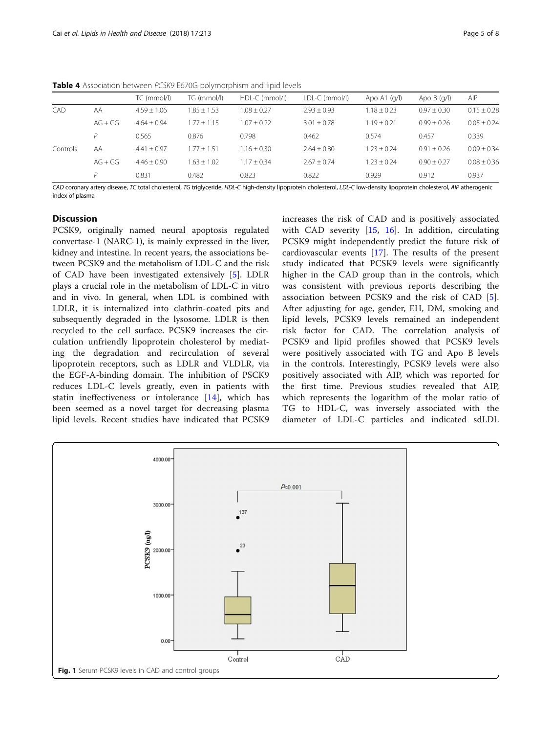**Table 4** Association between *PCSK9* E670G polymorphism and lipid levels

| | | TC (mmol/l) | TG (mmol/l) | HDL-C (mmol/l) | LDL-C (mmol/l) | Apo A1 (g/l) | Apo B (g/l) | AIP |
|---|---|---|---|---|---|---|---|---|
| CAD | AA | 4.59 ± 1.06 | 1.85 ± 1.53 | 1.08 ± 0.27 | 2.93 ± 0.93 | 1.18 ± 0.23 | 0.97 ± 0.30 | 0.15 ± 0.28 |
| | AG + GG | 4.64 ± 0.94 | 1.77 ± 1.15 | 1.07 ± 0.22 | 3.01 ± 0.78 | 1.19 ± 0.21 | 0.99 ± 0.26 | 0.05 ± 0.24 |
| | *P* | 0.565 | 0.876 | 0.798 | 0.462 | 0.574 | 0.457 | 0.339 |
| Controls | AA | 4.41 ± 0.97 | 1.77 ± 1.51 | 1.16 ± 0.30 | 2.64 ± 0.80 | 1.23 ± 0.24 | 0.91 ± 0.26 | 0.09 ± 0.34 |
| | AG + GG | 4.46 ± 0.90 | 1.63 ± 1.02 | 1.17 ± 0.34 | 2.67 ± 0.74 | 1.23 ± 0.24 | 0.90 ± 0.27 | 0.08 ± 0.36 |
| | *P* | 0.831 | 0.482 | 0.823 | 0.822 | 0.929 | 0.912 | 0.937 |

*CAD* coronary artery disease, *TC* total cholesterol, *TG* triglyceride, *HDL-C* high-density lipoprotein cholesterol, *LDL-C* low-density lipoprotein cholesterol, *AIP* atherogenic index of plasma

## Discussion

PCSK9, originally named neural apoptosis regulated convertase-1 (NARC-1), is mainly expressed in the liver, kidney and intestine. In recent years, the associations between PCSK9 and the metabolism of LDL-C and the risk of CAD have been investigated extensively [5]. LDLR plays a crucial role in the metabolism of LDL-C in vitro and in vivo. In general, when LDL is combined with LDLR, it is internalized into clathrin-coated pits and subsequently degraded in the lysosome. LDLR is then recycled to the cell surface. PCSK9 increases the circulation unfriendly lipoprotein cholesterol by mediating the degradation and recirculation of several lipoprotein receptors, such as LDLR and VLDLR, via the EGF-A-binding domain. The inhibition of PSCK9 reduces LDL-C levels greatly, even in patients with statin ineffectiveness or intolerance [14], which has been seemed as a novel target for decreasing plasma lipid levels. Recent studies have indicated that PCSK9 increases the risk of CAD and is positively associated with CAD severity [15, 16]. In addition, circulating PCSK9 might independently predict the future risk of cardiovascular events [17]. The results of the present study indicated that PCSK9 levels were significantly higher in the CAD group than in the controls, which was consistent with previous reports describing the association between PCSK9 and the risk of CAD [5]. After adjusting for age, gender, EH, DM, smoking and lipid levels, PCSK9 levels remained an independent risk factor for CAD. The correlation analysis of PCSK9 and lipid profiles showed that PCSK9 levels were positively associated with TG and Apo B levels in the controls. Interestingly, PCSK9 levels were also positively associated with AIP, which was reported for the first time. Previous studies revealed that AIP, which represents the logarithm of the molar ratio of TG to HDL-C, was inversely associated with the diameter of LDL-C particles and indicated sdLDL

**Fig. 1** Serum PCSK9 levels in CAD and control groups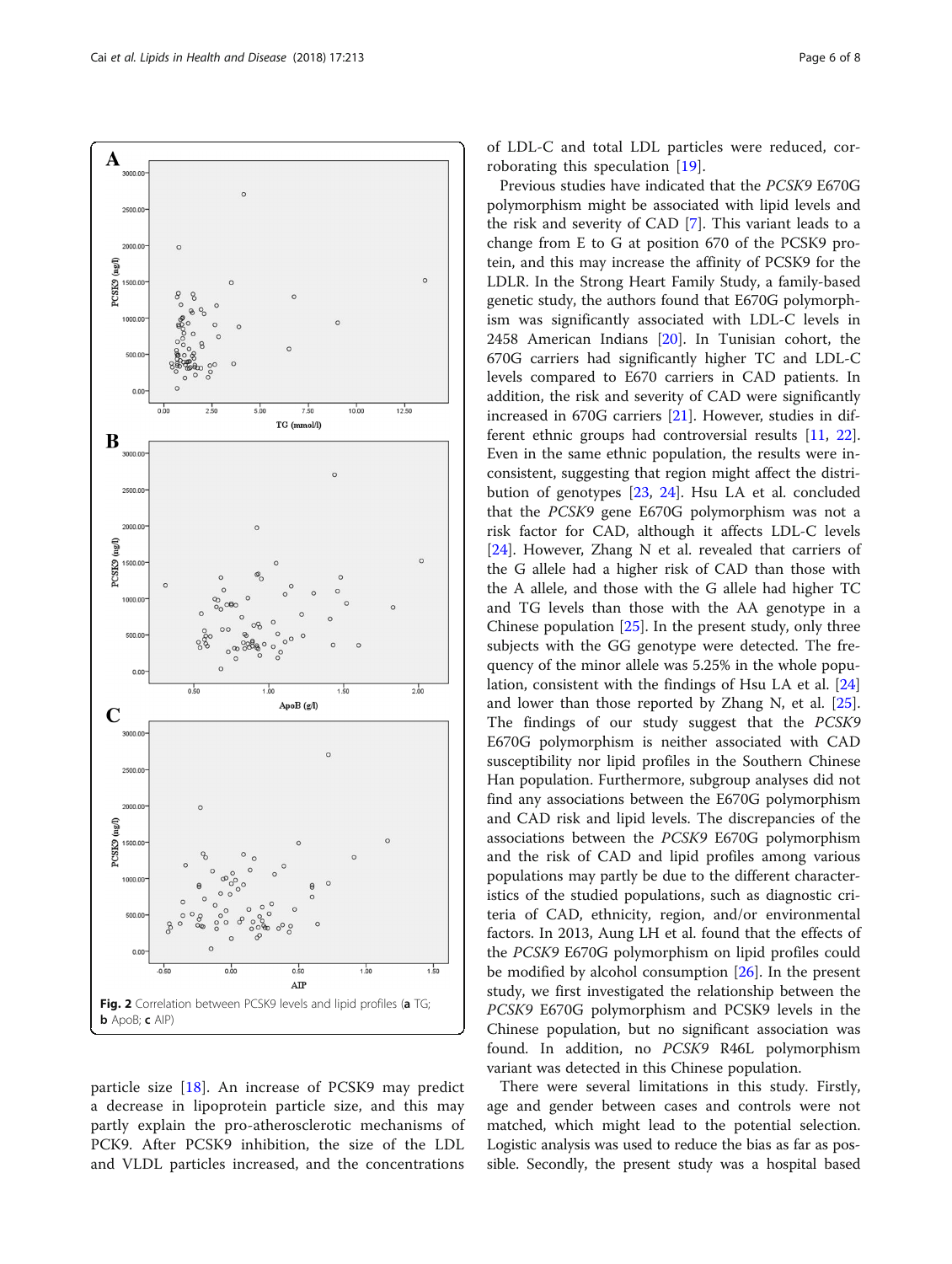Fig. 2 Correlation between PCSK9 levels and lipid profiles (**a** TG; **b** ApoB; **c** AIP)

particle size [18]. An increase of PCSK9 may predict a decrease in lipoprotein particle size, and this may partly explain the pro-atherosclerotic mechanisms of PCK9. After PCSK9 inhibition, the size of the LDL and VLDL particles increased, and the concentrations of LDL-C and total LDL particles were reduced, corroborating this speculation [19].

Previous studies have indicated that the *PCSK9* E670G polymorphism might be associated with lipid levels and the risk and severity of CAD [7]. This variant leads to a change from E to G at position 670 of the PCSK9 protein, and this may increase the affinity of PCSK9 for the LDLR. In the Strong Heart Family Study, a family-based genetic study, the authors found that E670G polymorphism was significantly associated with LDL-C levels in 2458 American Indians [20]. In Tunisian cohort, the 670G carriers had significantly higher TC and LDL-C levels compared to E670 carriers in CAD patients. In addition, the risk and severity of CAD were significantly increased in 670G carriers [21]. However, studies in different ethnic groups had controversial results [11, 22]. Even in the same ethnic population, the results were inconsistent, suggesting that region might affect the distribution of genotypes [23, 24]. Hsu LA et al. concluded that the *PCSK9* gene E670G polymorphism was not a risk factor for CAD, although it affects LDL-C levels [24]. However, Zhang N et al. revealed that carriers of the G allele had a higher risk of CAD than those with the A allele, and those with the G allele had higher TC and TG levels than those with the AA genotype in a Chinese population [25]. In the present study, only three subjects with the GG genotype were detected. The frequency of the minor allele was 5.25% in the whole population, consistent with the findings of Hsu LA et al. [24] and lower than those reported by Zhang N, et al. [25]. The findings of our study suggest that the *PCSK9* E670G polymorphism is neither associated with CAD susceptibility nor lipid profiles in the Southern Chinese Han population. Furthermore, subgroup analyses did not find any associations between the E670G polymorphism and CAD risk and lipid levels. The discrepancies of the associations between the *PCSK9* E670G polymorphism and the risk of CAD and lipid profiles among various populations may partly be due to the different characteristics of the studied populations, such as diagnostic criteria of CAD, ethnicity, region, and/or environmental factors. In 2013, Aung LH et al. found that the effects of the *PCSK9* E670G polymorphism on lipid profiles could be modified by alcohol consumption [26]. In the present study, we first investigated the relationship between the *PCSK9* E670G polymorphism and PCSK9 levels in the Chinese population, but no significant association was found. In addition, no *PCSK9* R46L polymorphism variant was detected in this Chinese population.

There were several limitations in this study. Firstly, age and gender between cases and controls were not matched, which might lead to the potential selection. Logistic analysis was used to reduce the bias as far as possible. Secondly, the present study was a hospital based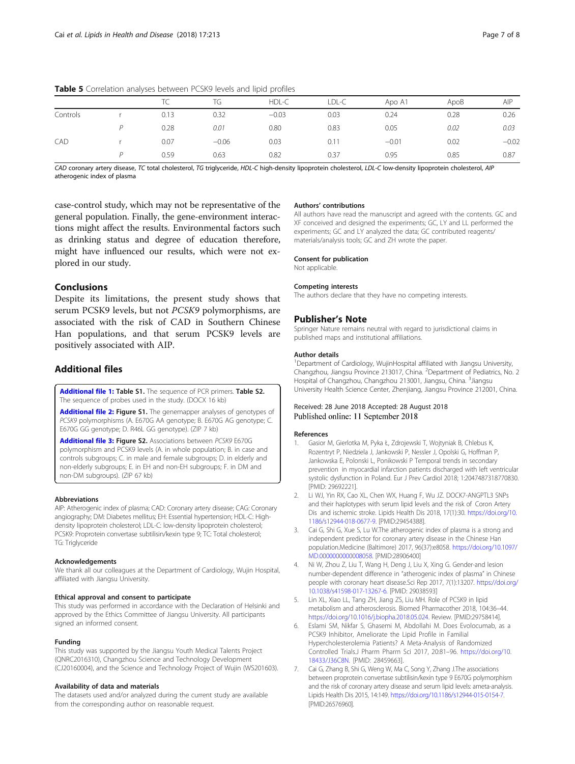**Table 5** Correlation analyses between PCSK9 levels and lipid profiles

| | | TC | TG | HDL-C | LDL-C | Apo A1 | ApoB | AIP |
|---|---|---|---|---|---|---|---|---|
| Controls | r | 0.13 | 0.32 | −0.03 | 0.03 | 0.24 | 0.28 | 0.26 |
| | *P* | 0.28 | *0.01* | 0.80 | 0.83 | 0.05 | *0.02* | *0.03* |
| CAD | r | 0.07 | −0.06 | 0.03 | 0.11 | −0.01 | 0.02 | −0.02 |
| | *P* | 0.59 | 0.63 | 0.82 | 0.37 | 0.95 | 0.85 | 0.87 |

*CAD* coronary artery disease, *TC* total cholesterol, *TG* triglyceride, *HDL-C* high-density lipoprotein cholesterol, *LDL-C* low-density lipoprotein cholesterol, *AIP* atherogenic index of plasma

case-control study, which may not be representative of the general population. Finally, the gene-environment interactions might affect the results. Environmental factors such as drinking status and degree of education therefore, might have influenced our results, which were not explored in our study.

## Conclusions

Despite its limitations, the present study shows that serum PCSK9 levels, but not *PCSK9* polymorphisms, are associated with the risk of CAD in Southern Chinese Han populations, and that serum PCSK9 levels are positively associated with AIP.

## Additional files

**Additional file 1: Table S1.** The sequence of PCR primers. **Table S2.** The sequence of probes used in the study. (DOCX 16 kb)

**Additional file 2: Figure S1.** The genemapper analyses of genotypes of *PCSK9* polymorphisms (A. E670G AA genotype; B. E670G AG genotype; C. E670G GG genotype; D. R46L GG genotype). (ZIP 7 kb)

**Additional file 3: Figure S2.** Associations between *PCSK9* E670G polymorphism and PCSK9 levels (A. in whole population; B. in case and controls subgroups; C. in male and female subgroups; D. in elderly and non-elderly subgroups; E. in EH and non-EH subgroups; F. in DM and non-DM subgroups). (ZIP 67 kb)

### Abbreviations

AIP: Atherogenic index of plasma; CAD: Coronary artery disease; CAG: Coronary angiography; DM: Diabetes mellitus; EH: Essential hypertension; HDL-C: High-density lipoprotein cholesterol; LDL-C: low-density lipoprotein cholesterol; PCSK9: Proprotein convertase subtilisin/kexin type 9; TC: Total cholesterol; TG: Triglyceride

### Acknowledgements

We thank all our colleagues at the Department of Cardiology, Wujin Hospital, affiliated with Jiangsu University.

### Ethical approval and consent to participate

This study was performed in accordance with the Declaration of Helsinki and approved by the Ethics Committee of Jiangsu University. All participants signed an informed consent.

### Funding

This study was supported by the Jiangsu Youth Medical Talents Project (QNRC2016310), Changzhou Science and Technology Development (CJ20160004), and the Science and Technology Project of Wujin (WS201603).

### Availability of data and materials

The datasets used and/or analyzed during the current study are available from the corresponding author on reasonable request.

### Authors' contributions

All authors have read the manuscript and agreed with the contents. GC and XF conceived and designed the experiments; GC, LY and LL performed the experiments; GC and LY analyzed the data; GC contributed reagents/ materials/analysis tools; GC and ZH wrote the paper.

### Consent for publication

Not applicable.

### Competing interests

The authors declare that they have no competing interests.

## Publisher's Note

Springer Nature remains neutral with regard to jurisdictional claims in published maps and institutional affiliations.

### Author details

[1]Department of Cardiology, WujinHospital affiliated with Jiangsu University, Changzhou, Jiangsu Province 213017, China. [2]Department of Pediatrics, No. 2 Hospital of Changzhou, Changzhou 213001, Jiangsu, China. [3]Jiangsu University Health Science Center, Zhenjiang, Jiangsu Province 212001, China.

Received: 28 June 2018 Accepted: 28 August 2018
Published online: 11 September 2018

### References

1. Gasior M, Gierlotka M, Pyka Ł, Zdrojewski T, Wojtyniak B, Chlebus K, Rozentryt P, Niedziela J, Jankowski P, Nessler J, Opolski G, Hoffman P, Jankowska E, Polonski L, Ponikowski P Temporal trends in secondary prevention in myocardial infarction patients discharged with left ventricular systolic dysfunction in Poland. Eur J Prev Cardiol 2018; 1:2047487318770830. [PMID: 29692221].
2. Li WJ, Yin RX, Cao XL, Chen WX, Huang F, Wu JZ. DOCK7-ANGPTL3 SNPs and their haplotypes with serum lipid levels and the risk of Coron Artery Dis and ischemic stroke. Lipids Health Dis 2018, 17(1):30. https://doi.org/10.1186/s12944-018-0677-9. [PMID:29454388].
3. Cai G, Shi G, Xue S, Lu W.The atherogenic index of plasma is a strong and independent predictor for coronary artery disease in the Chinese Han population.Medicine (Baltimore) 2017, 96(37):e8058. https://doi.org/10.1097/MD.0000000000008058. [PMID:28906400]
4. Ni W, Zhou Z, Liu T, Wang H, Deng J, Liu X, Xing G. Gender-and lesion number-dependent difference in "atherogenic index of plasma" in Chinese people with coronary heart disease.Sci Rep 2017, 7(1):13207. https://doi.org/10.1038/s41598-017-13267-6. [PMID: 29038593]
5. Lin XL, Xiao LL, Tang ZH, Jiang ZS, Liu MH. Role of PCSK9 in lipid metabolism and atherosclerosis. Biomed Pharmacother 2018, 104:36–44. https://doi.org/10.1016/j.biopha.2018.05.024. Review. [PMID:29758414].
6. Eslami SM, Nikfar S, Ghasemi M, Abdollahi M. Does Evolocumab, as a PCSK9 Inhibitor, Ameliorate the Lipid Profile in Familial Hypercholesterolemia Patients? A Meta-Analysis of Randomized Controlled Trials.J Pharm Pharm Sci 2017, 20:81–96. https://doi.org/10.18433/J36C8N. [PMID: 28459663].
7. Cai G, Zhang B, Shi G, Weng W, Ma C, Song Y, Zhang J.The associations between proprotein convertase subtilisin/kexin type 9 E670G polymorphism and the risk of coronary artery disease and serum lipid levels: ameta-analysis. Lipids Health Dis 2015, 14:149. https://doi.org/10.1186/s12944-015-0154-7. [PMID:26576960].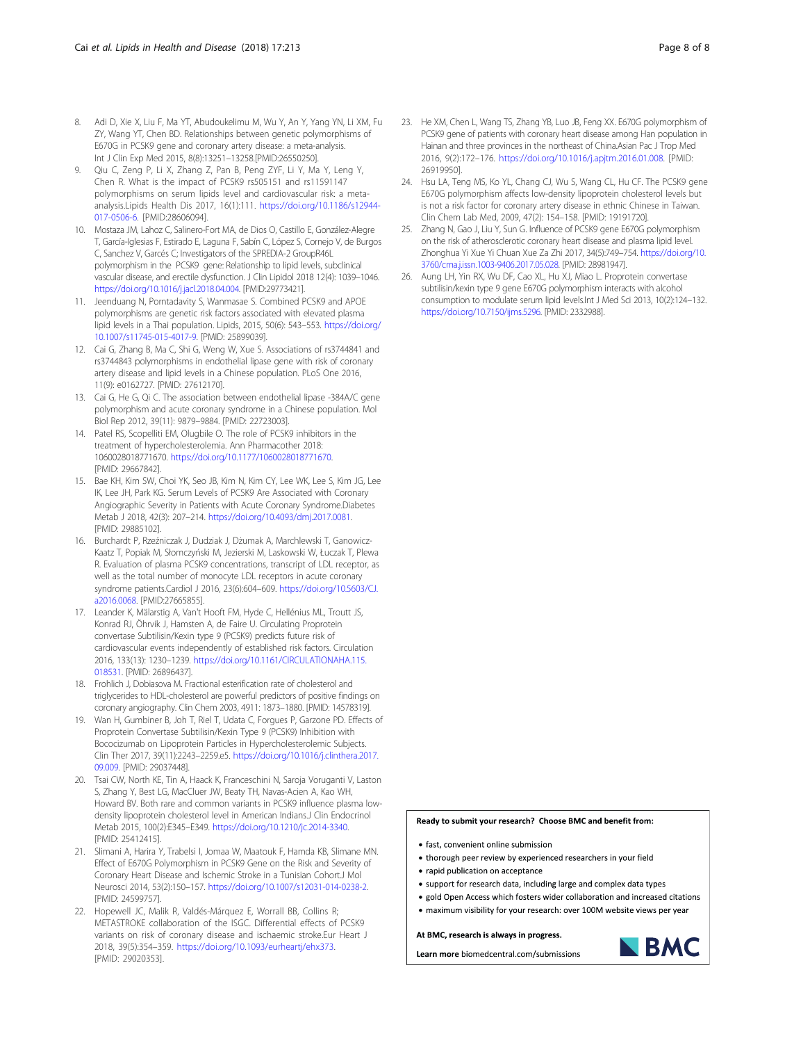8. Adi D, Xie X, Liu F, Ma YT, Abudoukelimu M, Wu Y, An Y, Yang YN, Li XM, Fu ZY, Wang YT, Chen BD. Relationships between genetic polymorphisms of E670G in PCSK9 gene and coronary artery disease: a meta-analysis. Int J Clin Exp Med 2015, 8(8):13251–13258.[PMID:26550250].
9. Qiu C, Zeng P, Li X, Zhang Z, Pan B, Peng ZYF, Li Y, Ma Y, Leng Y, Chen R. What is the impact of PCSK9 rs505151 and rs11591147 polymorphisms on serum lipids level and cardiovascular risk: a meta-analysis.Lipids Health Dis 2017, 16(1):111. https://doi.org/10.1186/s12944-017-0506-6. [PMID:28606094].
10. Mostaza JM, Lahoz C, Salinero-Fort MA, de Dios O, Castillo E, González-Alegre T, García-Iglesias F, Estirado E, Laguna F, Sabín C, López S, Cornejo V, de Burgos C, Sanchez V, Garcés C; Investigators of the SPREDIA-2 GroupR46L polymorphism in the PCSK9 gene: Relationship to lipid levels, subclinical vascular disease, and erectile dysfunction. J Clin Lipidol 2018 12(4): 1039–1046. https://doi.org/10.1016/j.jacl.2018.04.004. [PMID:29773421].
11. Jeenduang N, Porntadavity S, Wanmasae S. Combined PCSK9 and APOE polymorphisms are genetic risk factors associated with elevated plasma lipid levels in a Thai population. Lipids, 2015, 50(6): 543–553. https://doi.org/10.1007/s11745-015-4017-9. [PMID: 25899039].
12. Cai G, Zhang B, Ma C, Shi G, Weng W, Xue S. Associations of rs3744841 and rs3744843 polymorphisms in endothelial lipase gene with risk of coronary artery disease and lipid levels in a Chinese population. PLoS One 2016, 11(9): e0162727. [PMID: 27612170].
13. Cai G, He G, Qi C. The association between endothelial lipase -384A/C gene polymorphism and acute coronary syndrome in a Chinese population. Mol Biol Rep 2012, 39(11): 9879–9884. [PMID: 22723003].
14. Patel RS, Scopelliti EM, Olugbile O. The role of PCSK9 inhibitors in the treatment of hypercholesterolemia. Ann Pharmacother 2018: 1060028018771670. https://doi.org/10.1177/1060028018771670. [PMID: 29667842].
15. Bae KH, Kim SW, Choi YK, Seo JB, Kim N, Kim CY, Lee WK, Lee S, Kim JG, Lee IK, Lee JH, Park KG. Serum Levels of PCSK9 Are Associated with Coronary Angiographic Severity in Patients with Acute Coronary Syndrome.Diabetes Metab J 2018, 42(3): 207–214. https://doi.org/10.4093/dmj.2017.0081. [PMID: 29885102].
16. Burchardt P, Rzeźniczak J, Dudziak J, Dżumak A, Marchlewski T, Ganowicz-Kaatz T, Popiak M, Słomczyński M, Jezierski M, Laskowski W, Łuczak T, Plewa R. Evaluation of plasma PCSK9 concentrations, transcript of LDL receptor, as well as the total number of monocyte LDL receptors in acute coronary syndrome patients.Cardiol J 2016, 23(6):604–609. https://doi.org/10.5603/CJ.a2016.0068. [PMID:27665855].
17. Leander K, Mälarstig A, Van't Hooft FM, Hyde C, Hellénius ML, Troutt JS, Konrad RJ, Öhrvik J, Hamsten A, de Faire U. Circulating Proprotein convertase Subtilisin/Kexin type 9 (PCSK9) predicts future risk of cardiovascular events independently of established risk factors. Circulation 2016, 133(13): 1230–1239. https://doi.org/10.1161/CIRCULATIONAHA.115.018531. [PMID: 26896437].
18. Frohlich J, Dobiasova M. Fractional esterification rate of cholesterol and triglycerides to HDL-cholesterol are powerful predictors of positive findings on coronary angiography. Clin Chem 2003, 4911: 1873–1880. [PMID: 14578319].
19. Wan H, Gumbiner B, Joh T, Riel T, Udata C, Forgues P, Garzone PD. Effects of Proprotein Convertase Subtilisin/Kexin Type 9 (PCSK9) Inhibition with Bococizumab on Lipoprotein Particles in Hypercholesterolemic Subjects. Clin Ther 2017, 39(11):2243–2259.e5. https://doi.org/10.1016/j.clinthera.2017.09.009. [PMID: 29037448].
20. Tsai CW, North KE, Tin A, Haack K, Franceschini N, Saroja Voruganti V, Laston S, Zhang Y, Best LG, MacCluer JW, Beaty TH, Navas-Acien A, Kao WH, Howard BV. Both rare and common variants in PCSK9 influence plasma low-density lipoprotein cholesterol level in American Indians.J Clin Endocrinol Metab 2015, 100(2):E345–E349. https://doi.org/10.1210/jc.2014-3340. [PMID: 25412415].
21. Slimani A, Harira Y, Trabelsi I, Jomaa W, Maatouk F, Hamda KB, Slimane MN. Effect of E670G Polymorphism in PCSK9 Gene on the Risk and Severity of Coronary Heart Disease and Ischemic Stroke in a Tunisian Cohort.J Mol Neurosci 2014, 53(2):150–157. https://doi.org/10.1007/s12031-014-0238-2. [PMID: 24599757].
22. Hopewell JC, Malik R, Valdés-Márquez E, Worrall BB, Collins R; METASTROKE collaboration of the ISGC. Differential effects of PCSK9 variants on risk of coronary disease and ischaemic stroke.Eur Heart J 2018, 39(5):354–359. https://doi.org/10.1093/eurheartj/ehx373. [PMID: 29020353].
23. He XM, Chen L, Wang TS, Zhang YB, Luo JB, Feng XX. E670G polymorphism of PCSK9 gene of patients with coronary heart disease among Han population in Hainan and three provinces in the northeast of China.Asian Pac J Trop Med 2016, 9(2):172–176. https://doi.org/10.1016/j.apjtm.2016.01.008. [PMID: 26919950].
24. Hsu LA, Teng MS, Ko YL, Chang CJ, Wu S, Wang CL, Hu CF. The PCSK9 gene E670G polymorphism affects low-density lipoprotein cholesterol levels but is not a risk factor for coronary artery disease in ethnic Chinese in Taiwan. Clin Chem Lab Med, 2009, 47(2): 154–158. [PMID: 19191720].
25. Zhang N, Gao J, Liu Y, Sun G. Influence of PCSK9 gene E670G polymorphism on the risk of atherosclerotic coronary heart disease and plasma lipid level. Zhonghua Yi Xue Yi Chuan Xue Za Zhi 2017, 34(5):749–754. https://doi.org/10.3760/cma.j.issn.1003-9406.2017.05.028. [PMID: 28981947].
26. Aung LH, Yin RX, Wu DF, Cao XL, Hu XJ, Miao L. Proprotein convertase subtilisin/kexin type 9 gene E670G polymorphism interacts with alcohol consumption to modulate serum lipid levels.Int J Med Sci 2013, 10(2):124–132. https://doi.org/10.7150/ijms.5296. [PMID: 2332988].

**Ready to submit your research? Choose BMC and benefit from:**

- fast, convenient online submission
- thorough peer review by experienced researchers in your field
- rapid publication on acceptance
- support for research data, including large and complex data types
- gold Open Access which fosters wider collaboration and increased citations
- maximum visibility for your research: over 100M website views per year

**At BMC, research is always in progress.**

**Learn more** biomedcentral.com/submissions